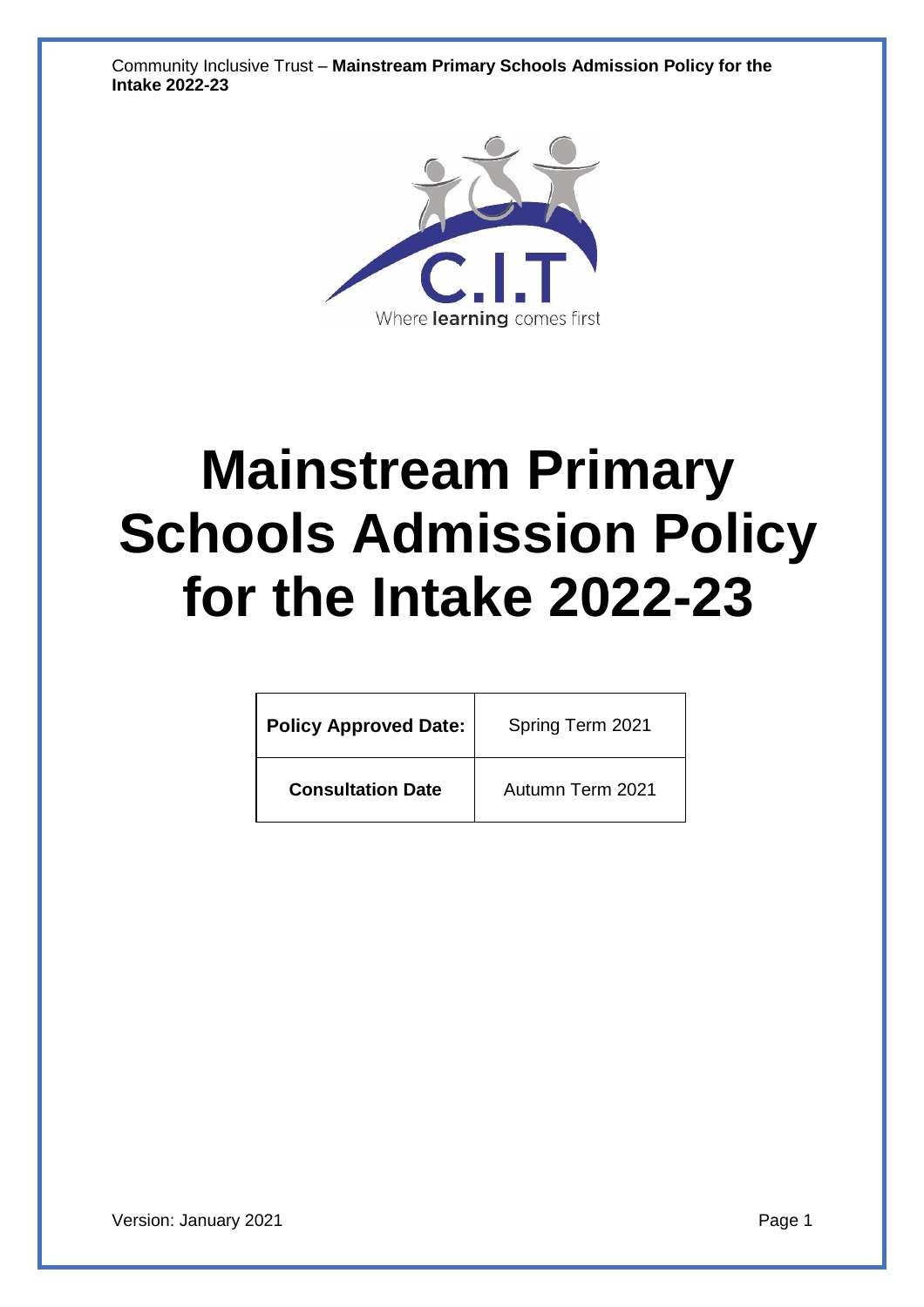Where **learning** comes first

# Mainstream Primary Schools Admission Policy for the Intake 2022-23

| **Policy Approved Date:** | Spring Term 2021 |
| --- | --- |
| **Consultation Date** | Autumn Term 2021 |

Version: January 2021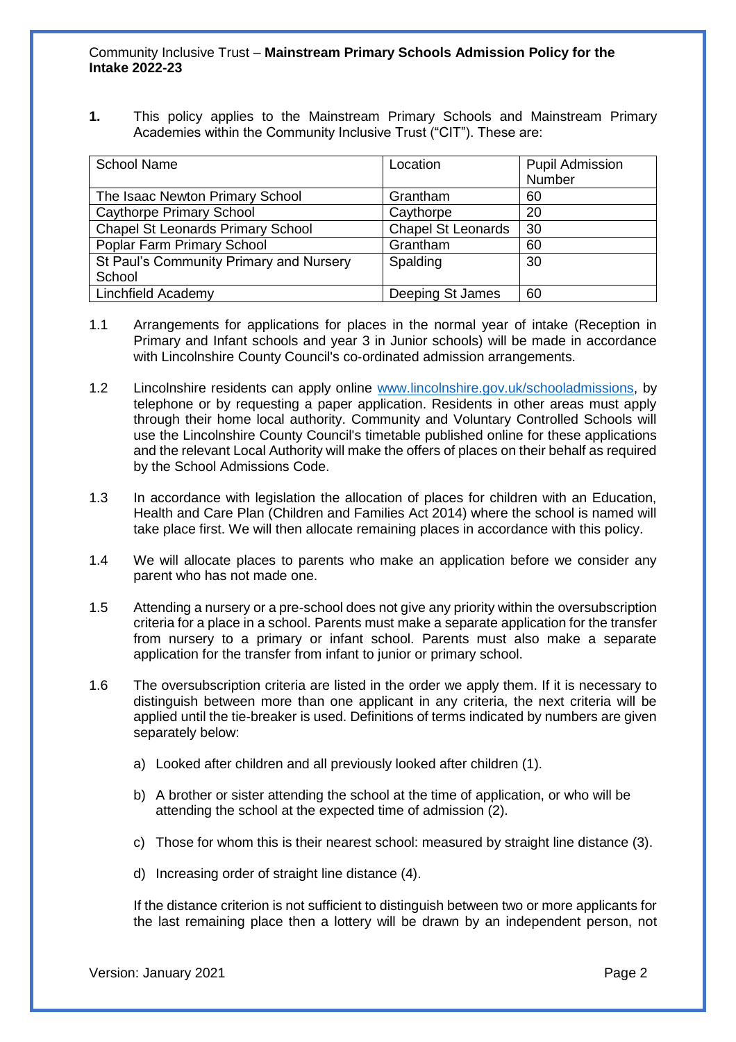**1.** This policy applies to the Mainstream Primary Schools and Mainstream Primary Academies within the Community Inclusive Trust ("CIT"). These are:

| School Name | Location | Pupil Admission Number |
|---|---|---|
| The Isaac Newton Primary School | Grantham | 60 |
| Caythorpe Primary School | Caythorpe | 20 |
| Chapel St Leonards Primary School | Chapel St Leonards | 30 |
| Poplar Farm Primary School | Grantham | 60 |
| St Paul's Community Primary and Nursery School | Spalding | 30 |
| Linchfield Academy | Deeping St James | 60 |

1.1 Arrangements for applications for places in the normal year of intake (Reception in Primary and Infant schools and year 3 in Junior schools) will be made in accordance with Lincolnshire County Council's co-ordinated admission arrangements.

1.2 Lincolnshire residents can apply online [www.lincolnshire.gov.uk/schooladmissions](http://www.lincolnshire.gov.uk/schooladmissions), by telephone or by requesting a paper application. Residents in other areas must apply through their home local authority. Community and Voluntary Controlled Schools will use the Lincolnshire County Council's timetable published online for these applications and the relevant Local Authority will make the offers of places on their behalf as required by the School Admissions Code.

1.3 In accordance with legislation the allocation of places for children with an Education, Health and Care Plan (Children and Families Act 2014) where the school is named will take place first. We will then allocate remaining places in accordance with this policy.

1.4 We will allocate places to parents who make an application before we consider any parent who has not made one.

1.5 Attending a nursery or a pre-school does not give any priority within the oversubscription criteria for a place in a school. Parents must make a separate application for the transfer from nursery to a primary or infant school. Parents must also make a separate application for the transfer from infant to junior or primary school.

1.6 The oversubscription criteria are listed in the order we apply them. If it is necessary to distinguish between more than one applicant in any criteria, the next criteria will be applied until the tie-breaker is used. Definitions of terms indicated by numbers are given separately below:

a) Looked after children and all previously looked after children (1).

b) A brother or sister attending the school at the time of application, or who will be attending the school at the expected time of admission (2).

c) Those for whom this is their nearest school: measured by straight line distance (3).

d) Increasing order of straight line distance (4).

If the distance criterion is not sufficient to distinguish between two or more applicants for the last remaining place then a lottery will be drawn by an independent person, not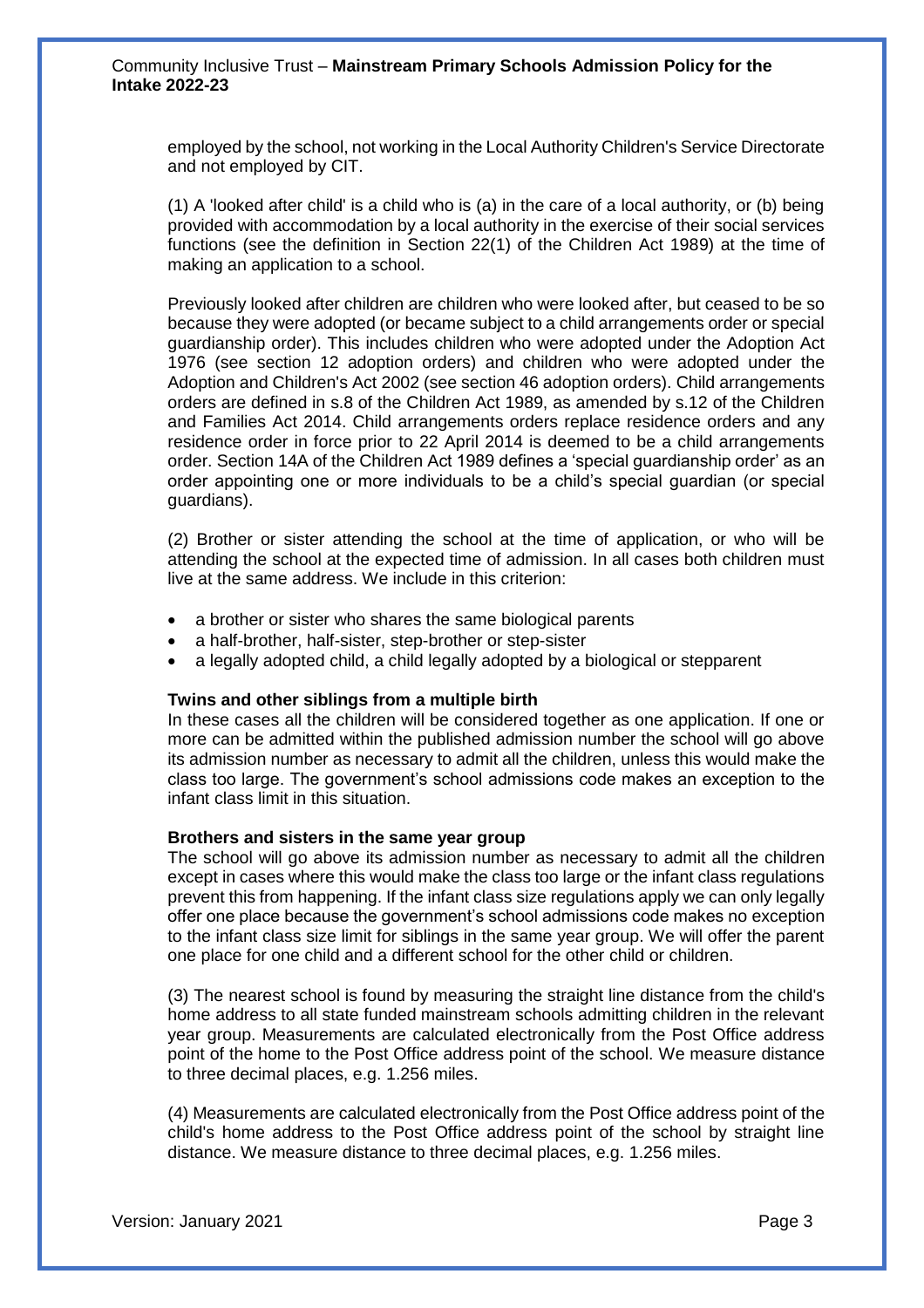employed by the school, not working in the Local Authority Children's Service Directorate and not employed by CIT.

(1) A 'looked after child' is a child who is (a) in the care of a local authority, or (b) being provided with accommodation by a local authority in the exercise of their social services functions (see the definition in Section 22(1) of the Children Act 1989) at the time of making an application to a school.

Previously looked after children are children who were looked after, but ceased to be so because they were adopted (or became subject to a child arrangements order or special guardianship order). This includes children who were adopted under the Adoption Act 1976 (see section 12 adoption orders) and children who were adopted under the Adoption and Children's Act 2002 (see section 46 adoption orders). Child arrangements orders are defined in s.8 of the Children Act 1989, as amended by s.12 of the Children and Families Act 2014. Child arrangements orders replace residence orders and any residence order in force prior to 22 April 2014 is deemed to be a child arrangements order. Section 14A of the Children Act 1989 defines a 'special guardianship order' as an order appointing one or more individuals to be a child's special guardian (or special guardians).

(2) Brother or sister attending the school at the time of application, or who will be attending the school at the expected time of admission. In all cases both children must live at the same address. We include in this criterion:

- a brother or sister who shares the same biological parents
- a half-brother, half-sister, step-brother or step-sister
- a legally adopted child, a child legally adopted by a biological or stepparent

**Twins and other siblings from a multiple birth**
In these cases all the children will be considered together as one application. If one or more can be admitted within the published admission number the school will go above its admission number as necessary to admit all the children, unless this would make the class too large. The government's school admissions code makes an exception to the infant class limit in this situation.

**Brothers and sisters in the same year group**
The school will go above its admission number as necessary to admit all the children except in cases where this would make the class too large or the infant class regulations prevent this from happening. If the infant class size regulations apply we can only legally offer one place because the government's school admissions code makes no exception to the infant class size limit for siblings in the same year group. We will offer the parent one place for one child and a different school for the other child or children.

(3) The nearest school is found by measuring the straight line distance from the child's home address to all state funded mainstream schools admitting children in the relevant year group. Measurements are calculated electronically from the Post Office address point of the home to the Post Office address point of the school. We measure distance to three decimal places, e.g. 1.256 miles.

(4) Measurements are calculated electronically from the Post Office address point of the child's home address to the Post Office address point of the school by straight line distance. We measure distance to three decimal places, e.g. 1.256 miles.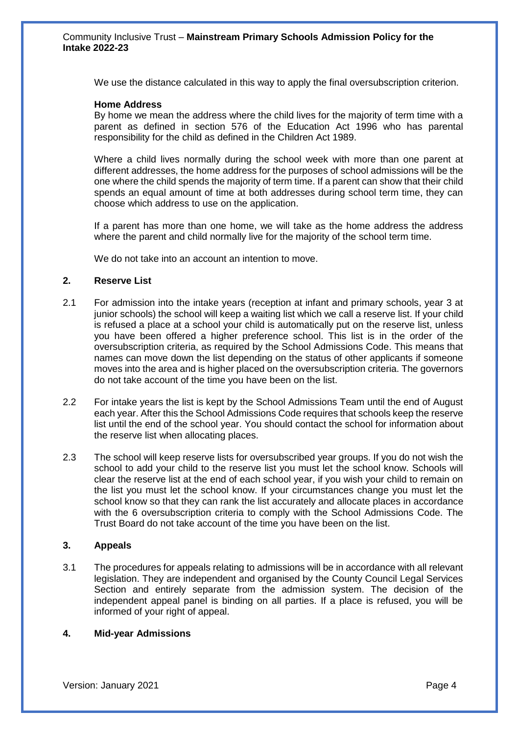We use the distance calculated in this way to apply the final oversubscription criterion.

**Home Address**

By home we mean the address where the child lives for the majority of term time with a parent as defined in section 576 of the Education Act 1996 who has parental responsibility for the child as defined in the Children Act 1989.

Where a child lives normally during the school week with more than one parent at different addresses, the home address for the purposes of school admissions will be the one where the child spends the majority of term time. If a parent can show that their child spends an equal amount of time at both addresses during school term time, they can choose which address to use on the application.

If a parent has more than one home, we will take as the home address the address where the parent and child normally live for the majority of the school term time.

We do not take into an account an intention to move.

## 2. Reserve List

2.1 For admission into the intake years (reception at infant and primary schools, year 3 at junior schools) the school will keep a waiting list which we call a reserve list. If your child is refused a place at a school your child is automatically put on the reserve list, unless you have been offered a higher preference school. This list is in the order of the oversubscription criteria, as required by the School Admissions Code. This means that names can move down the list depending on the status of other applicants if someone moves into the area and is higher placed on the oversubscription criteria. The governors do not take account of the time you have been on the list.

2.2 For intake years the list is kept by the School Admissions Team until the end of August each year. After this the School Admissions Code requires that schools keep the reserve list until the end of the school year. You should contact the school for information about the reserve list when allocating places.

2.3 The school will keep reserve lists for oversubscribed year groups. If you do not wish the school to add your child to the reserve list you must let the school know. Schools will clear the reserve list at the end of each school year, if you wish your child to remain on the list you must let the school know. If your circumstances change you must let the school know so that they can rank the list accurately and allocate places in accordance with the 6 oversubscription criteria to comply with the School Admissions Code. The Trust Board do not take account of the time you have been on the list.

## 3. Appeals

3.1 The procedures for appeals relating to admissions will be in accordance with all relevant legislation. They are independent and organised by the County Council Legal Services Section and entirely separate from the admission system. The decision of the independent appeal panel is binding on all parties. If a place is refused, you will be informed of your right of appeal.

## 4. Mid-year Admissions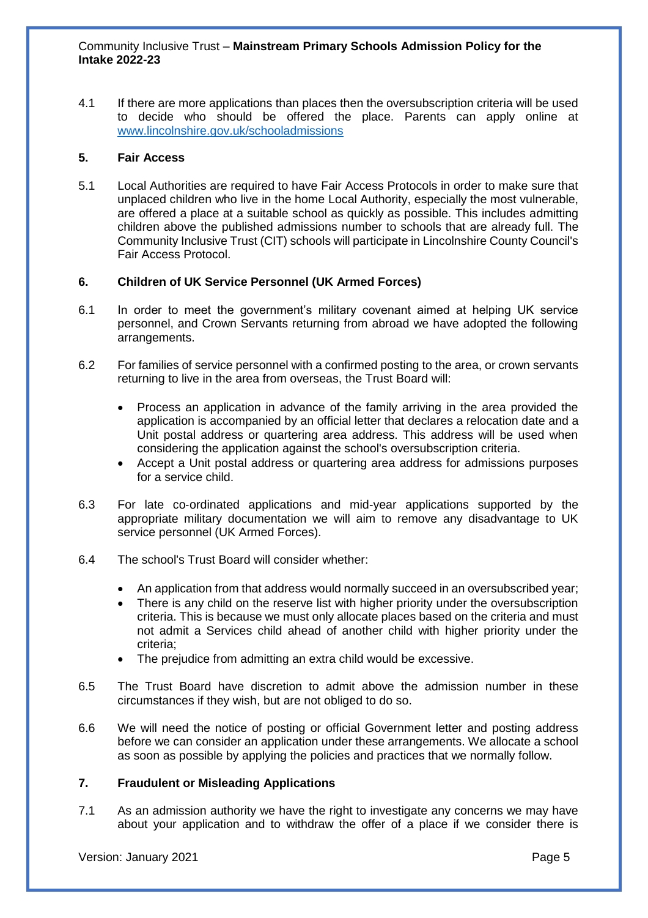4.1 If there are more applications than places then the oversubscription criteria will be used to decide who should be offered the place. Parents can apply online at [www.lincolnshire.gov.uk/schooladmissions](www.lincolnshire.gov.uk/schooladmissions)

## 5. Fair Access

5.1 Local Authorities are required to have Fair Access Protocols in order to make sure that unplaced children who live in the home Local Authority, especially the most vulnerable, are offered a place at a suitable school as quickly as possible. This includes admitting children above the published admissions number to schools that are already full. The Community Inclusive Trust (CIT) schools will participate in Lincolnshire County Council's Fair Access Protocol.

## 6. Children of UK Service Personnel (UK Armed Forces)

6.1 In order to meet the government's military covenant aimed at helping UK service personnel, and Crown Servants returning from abroad we have adopted the following arrangements.

6.2 For families of service personnel with a confirmed posting to the area, or crown servants returning to live in the area from overseas, the Trust Board will:

- Process an application in advance of the family arriving in the area provided the application is accompanied by an official letter that declares a relocation date and a Unit postal address or quartering area address. This address will be used when considering the application against the school's oversubscription criteria.
- Accept a Unit postal address or quartering area address for admissions purposes for a service child.

6.3 For late co-ordinated applications and mid-year applications supported by the appropriate military documentation we will aim to remove any disadvantage to UK service personnel (UK Armed Forces).

6.4 The school's Trust Board will consider whether:

- An application from that address would normally succeed in an oversubscribed year;
- There is any child on the reserve list with higher priority under the oversubscription criteria. This is because we must only allocate places based on the criteria and must not admit a Services child ahead of another child with higher priority under the criteria;
- The prejudice from admitting an extra child would be excessive.

6.5 The Trust Board have discretion to admit above the admission number in these circumstances if they wish, but are not obliged to do so.

6.6 We will need the notice of posting or official Government letter and posting address before we can consider an application under these arrangements. We allocate a school as soon as possible by applying the policies and practices that we normally follow.

## 7. Fraudulent or Misleading Applications

7.1 As an admission authority we have the right to investigate any concerns we may have about your application and to withdraw the offer of a place if we consider there is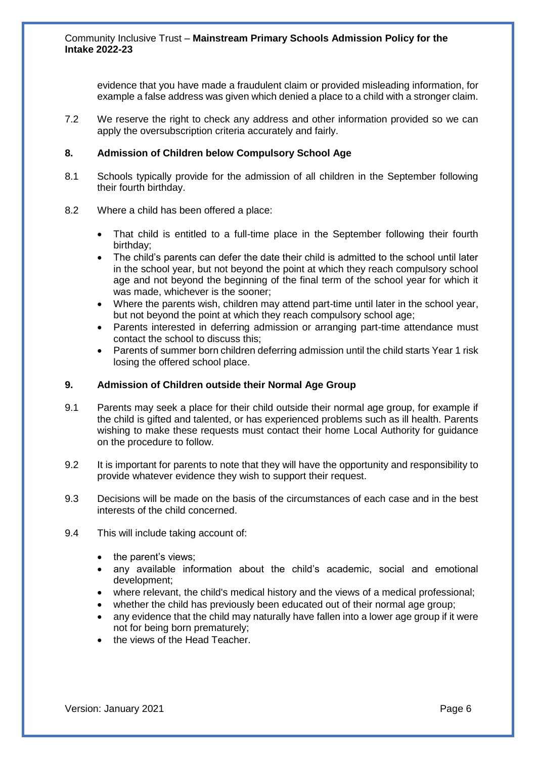evidence that you have made a fraudulent claim or provided misleading information, for example a false address was given which denied a place to a child with a stronger claim.

7.2 We reserve the right to check any address and other information provided so we can apply the oversubscription criteria accurately and fairly.

## 8. Admission of Children below Compulsory School Age

8.1 Schools typically provide for the admission of all children in the September following their fourth birthday.

8.2 Where a child has been offered a place:

- That child is entitled to a full-time place in the September following their fourth birthday;
- The child's parents can defer the date their child is admitted to the school until later in the school year, but not beyond the point at which they reach compulsory school age and not beyond the beginning of the final term of the school year for which it was made, whichever is the sooner;
- Where the parents wish, children may attend part-time until later in the school year, but not beyond the point at which they reach compulsory school age;
- Parents interested in deferring admission or arranging part-time attendance must contact the school to discuss this;
- Parents of summer born children deferring admission until the child starts Year 1 risk losing the offered school place.

## 9. Admission of Children outside their Normal Age Group

9.1 Parents may seek a place for their child outside their normal age group, for example if the child is gifted and talented, or has experienced problems such as ill health. Parents wishing to make these requests must contact their home Local Authority for guidance on the procedure to follow.

9.2 It is important for parents to note that they will have the opportunity and responsibility to provide whatever evidence they wish to support their request.

9.3 Decisions will be made on the basis of the circumstances of each case and in the best interests of the child concerned.

9.4 This will include taking account of:

- the parent's views;
- any available information about the child's academic, social and emotional development;
- where relevant, the child's medical history and the views of a medical professional;
- whether the child has previously been educated out of their normal age group;
- any evidence that the child may naturally have fallen into a lower age group if it were not for being born prematurely;
- the views of the Head Teacher.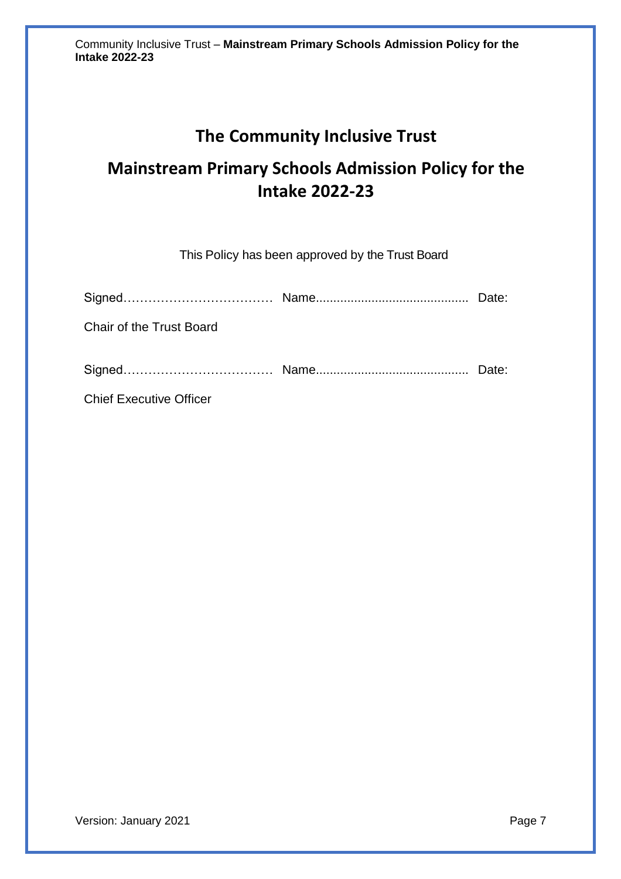# The Community Inclusive Trust

# Mainstream Primary Schools Admission Policy for the Intake 2022-23

This Policy has been approved by the Trust Board

Signed……………………………… Name........................................... Date:

Chair of the Trust Board

Signed……………………………… Name........................................... Date:

Chief Executive Officer